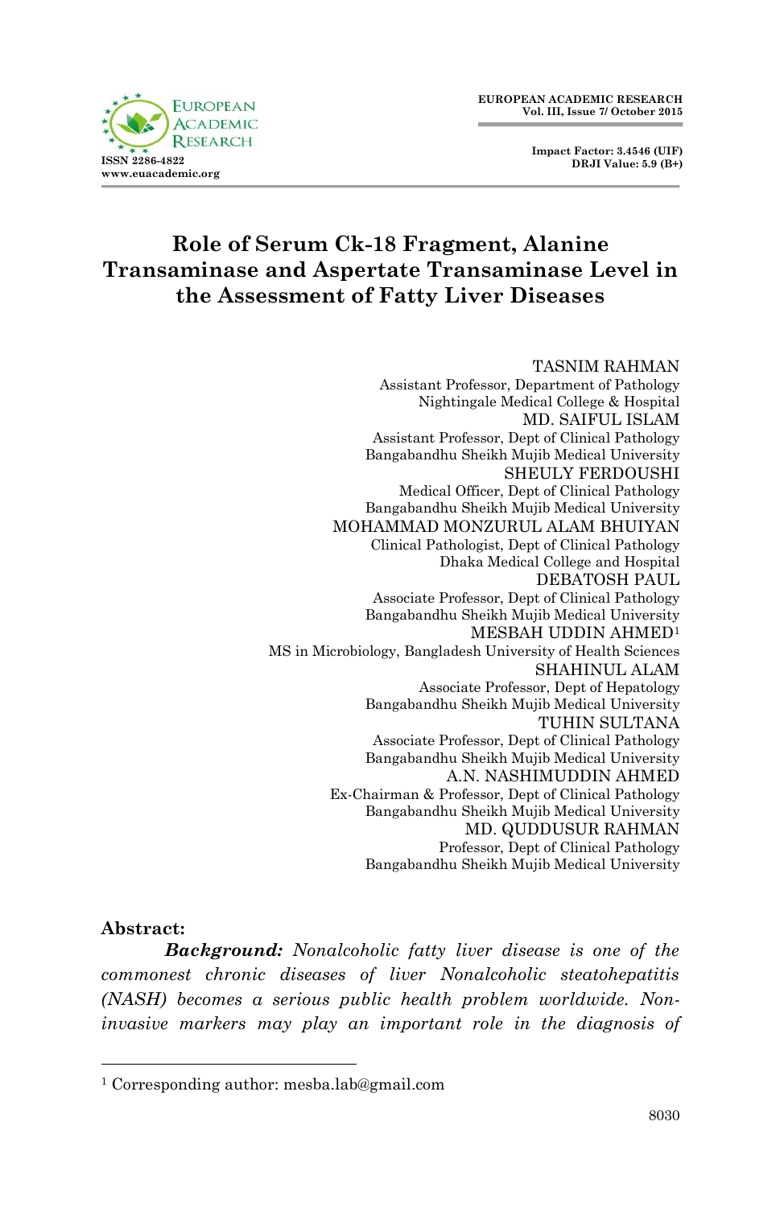# Role of Serum Ck-18 Fragment, Alanine Transaminase and Aspertate Transaminase Level in the Assessment of Fatty Liver Diseases

TASNIM RAHMAN
Assistant Professor, Department of Pathology
Nightingale Medical College & Hospital

MD. SAIFUL ISLAM
Assistant Professor, Dept of Clinical Pathology
Bangabandhu Sheikh Mujib Medical University

SHEULY FERDOUSHI
Medical Officer, Dept of Clinical Pathology
Bangabandhu Sheikh Mujib Medical University

MOHAMMAD MONZURUL ALAM BHUIYAN
Clinical Pathologist, Dept of Clinical Pathology
Dhaka Medical College and Hospital

DEBATOSH PAUL
Associate Professor, Dept of Clinical Pathology
Bangabandhu Sheikh Mujib Medical University

MESBAH UDDIN AHMED[1]
MS in Microbiology, Bangladesh University of Health Sciences

SHAHINUL ALAM
Associate Professor, Dept of Hepatology
Bangabandhu Sheikh Mujib Medical University

TUHIN SULTANA
Associate Professor, Dept of Clinical Pathology
Bangabandhu Sheikh Mujib Medical University

A.N. NASHIMUDDIN AHMED
Ex-Chairman & Professor, Dept of Clinical Pathology
Bangabandhu Sheikh Mujib Medical University

MD. QUDDUSUR RAHMAN
Professor, Dept of Clinical Pathology
Bangabandhu Sheikh Mujib Medical University

**Abstract:**

***Background:*** *Nonalcoholic fatty liver disease is one of the commonest chronic diseases of liver Nonalcoholic steatohepatitis (NASH) becomes a serious public health problem worldwide. Non-invasive markers may play an important role in the diagnosis of*

[1] Corresponding author: mesba.lab@gmail.com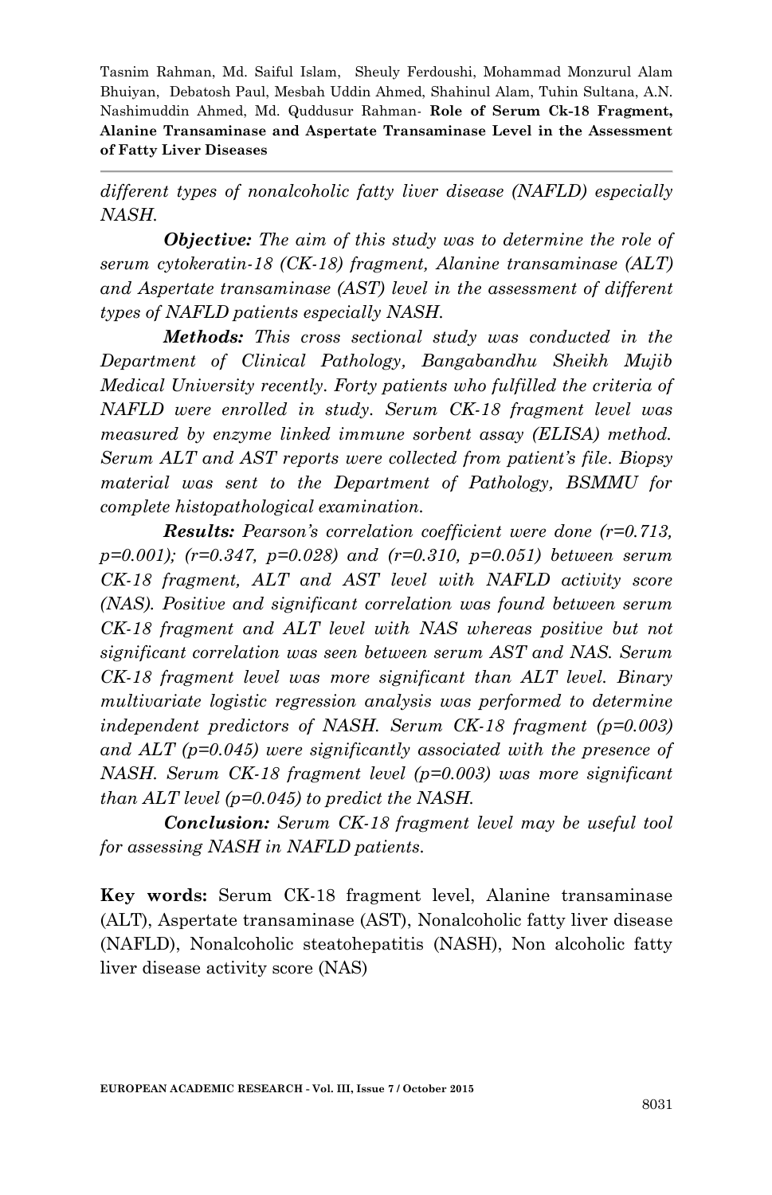*different types of nonalcoholic fatty liver disease (NAFLD) especially NASH.*

***Objective:*** *The aim of this study was to determine the role of serum cytokeratin-18 (CK-18) fragment, Alanine transaminase (ALT) and Aspertate transaminase (AST) level in the assessment of different types of NAFLD patients especially NASH.*

***Methods:*** *This cross sectional study was conducted in the Department of Clinical Pathology, Bangabandhu Sheikh Mujib Medical University recently. Forty patients who fulfilled the criteria of NAFLD were enrolled in study. Serum CK-18 fragment level was measured by enzyme linked immune sorbent assay (ELISA) method. Serum ALT and AST reports were collected from patient's file. Biopsy material was sent to the Department of Pathology, BSMMU for complete histopathological examination.*

***Results:*** *Pearson's correlation coefficient were done (r=0.713, p=0.001); (r=0.347, p=0.028) and (r=0.310, p=0.051) between serum CK-18 fragment, ALT and AST level with NAFLD activity score (NAS). Positive and significant correlation was found between serum CK-18 fragment and ALT level with NAS whereas positive but not significant correlation was seen between serum AST and NAS. Serum CK-18 fragment level was more significant than ALT level. Binary multivariate logistic regression analysis was performed to determine independent predictors of NASH. Serum CK-18 fragment (p=0.003) and ALT (p=0.045) were significantly associated with the presence of NASH. Serum CK-18 fragment level (p=0.003) was more significant than ALT level (p=0.045) to predict the NASH.*

***Conclusion:*** *Serum CK-18 fragment level may be useful tool for assessing NASH in NAFLD patients.*

**Key words:** Serum CK-18 fragment level, Alanine transaminase (ALT), Aspertate transaminase (AST), Nonalcoholic fatty liver disease (NAFLD), Nonalcoholic steatohepatitis (NASH), Non alcoholic fatty liver disease activity score (NAS)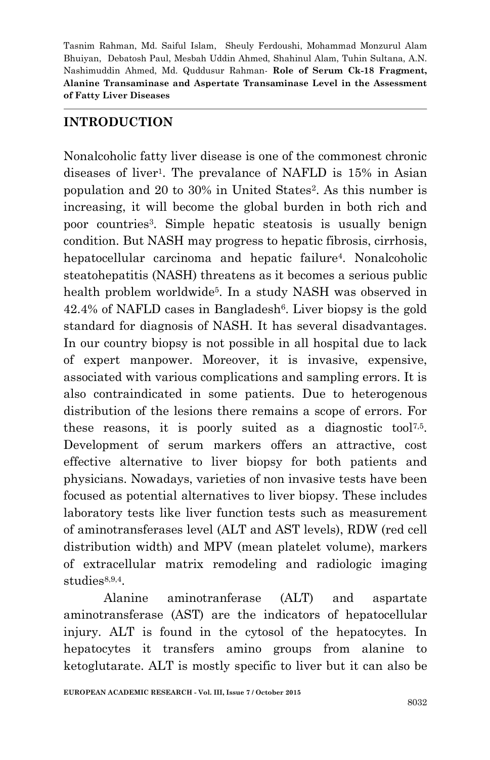## INTRODUCTION

Nonalcoholic fatty liver disease is one of the commonest chronic diseases of liver[1]. The prevalance of NAFLD is 15% in Asian population and 20 to 30% in United States[2]. As this number is increasing, it will become the global burden in both rich and poor countries[3]. Simple hepatic steatosis is usually benign condition. But NASH may progress to hepatic fibrosis, cirrhosis, hepatocellular carcinoma and hepatic failure[4]. Nonalcoholic steatohepatitis (NASH) threatens as it becomes a serious public health problem worldwide[5]. In a study NASH was observed in 42.4% of NAFLD cases in Bangladesh[6]. Liver biopsy is the gold standard for diagnosis of NASH. It has several disadvantages. In our country biopsy is not possible in all hospital due to lack of expert manpower. Moreover, it is invasive, expensive, associated with various complications and sampling errors. It is also contraindicated in some patients. Due to heterogenous distribution of the lesions there remains a scope of errors. For these reasons, it is poorly suited as a diagnostic tool[7,5]. Development of serum markers offers an attractive, cost effective alternative to liver biopsy for both patients and physicians. Nowadays, varieties of non invasive tests have been focused as potential alternatives to liver biopsy. These includes laboratory tests like liver function tests such as measurement of aminotransferases level (ALT and AST levels), RDW (red cell distribution width) and MPV (mean platelet volume), markers of extracellular matrix remodeling and radiologic imaging studies[8,9,4].

Alanine aminotranferase (ALT) and aspartate aminotransferase (AST) are the indicators of hepatocellular injury. ALT is found in the cytosol of the hepatocytes. In hepatocytes it transfers amino groups from alanine to ketoglutarate. ALT is mostly specific to liver but it can also be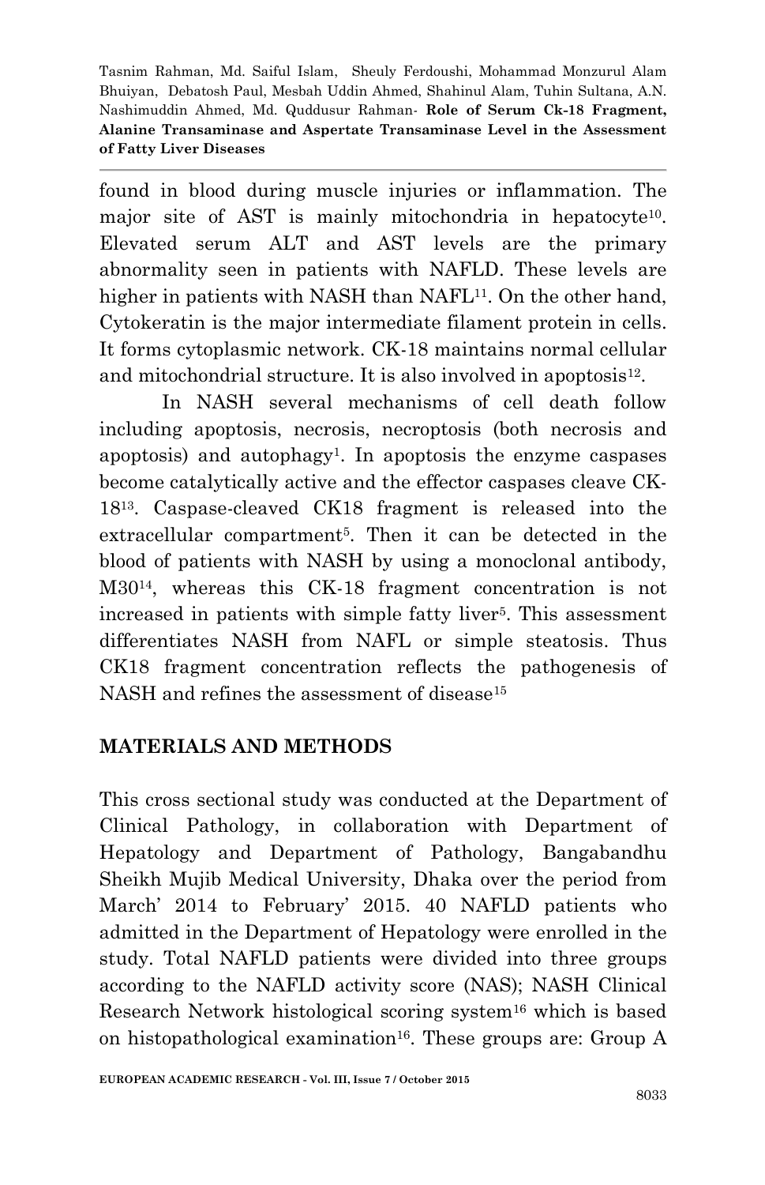found in blood during muscle injuries or inflammation. The major site of AST is mainly mitochondria in hepatocyte[10]. Elevated serum ALT and AST levels are the primary abnormality seen in patients with NAFLD. These levels are higher in patients with NASH than NAFL[11]. On the other hand, Cytokeratin is the major intermediate filament protein in cells. It forms cytoplasmic network. CK-18 maintains normal cellular and mitochondrial structure. It is also involved in apoptosis[12].

In NASH several mechanisms of cell death follow including apoptosis, necrosis, necroptosis (both necrosis and apoptosis) and autophagy[1]. In apoptosis the enzyme caspases become catalytically active and the effector caspases cleave CK-18[13]. Caspase-cleaved CK18 fragment is released into the extracellular compartment[5]. Then it can be detected in the blood of patients with NASH by using a monoclonal antibody, M30[14], whereas this CK-18 fragment concentration is not increased in patients with simple fatty liver[5]. This assessment differentiates NASH from NAFL or simple steatosis. Thus CK18 fragment concentration reflects the pathogenesis of NASH and refines the assessment of disease[15]

## MATERIALS AND METHODS

This cross sectional study was conducted at the Department of Clinical Pathology, in collaboration with Department of Hepatology and Department of Pathology, Bangabandhu Sheikh Mujib Medical University, Dhaka over the period from March' 2014 to February' 2015. 40 NAFLD patients who admitted in the Department of Hepatology were enrolled in the study. Total NAFLD patients were divided into three groups according to the NAFLD activity score (NAS); NASH Clinical Research Network histological scoring system[16] which is based on histopathological examination[16]. These groups are: Group A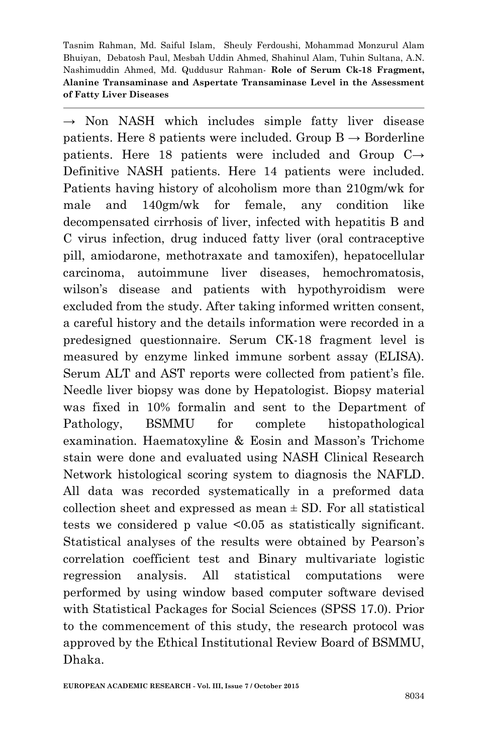→ Non NASH which includes simple fatty liver disease patients. Here 8 patients were included. Group B → Borderline patients. Here 18 patients were included and Group C→ Definitive NASH patients. Here 14 patients were included. Patients having history of alcoholism more than 210gm/wk for male and 140gm/wk for female, any condition like decompensated cirrhosis of liver, infected with hepatitis B and C virus infection, drug induced fatty liver (oral contraceptive pill, amiodarone, methotraxate and tamoxifen), hepatocellular carcinoma, autoimmune liver diseases, hemochromatosis, wilson's disease and patients with hypothyroidism were excluded from the study. After taking informed written consent, a careful history and the details information were recorded in a predesigned questionnaire. Serum CK-18 fragment level is measured by enzyme linked immune sorbent assay (ELISA). Serum ALT and AST reports were collected from patient's file. Needle liver biopsy was done by Hepatologist. Biopsy material was fixed in 10% formalin and sent to the Department of Pathology, BSMMU for complete histopathological examination. Haematoxyline & Eosin and Masson's Trichome stain were done and evaluated using NASH Clinical Research Network histological scoring system to diagnosis the NAFLD. All data was recorded systematically in a preformed data collection sheet and expressed as mean ± SD. For all statistical tests we considered p value <0.05 as statistically significant. Statistical analyses of the results were obtained by Pearson's correlation coefficient test and Binary multivariate logistic regression analysis. All statistical computations were performed by using window based computer software devised with Statistical Packages for Social Sciences (SPSS 17.0). Prior to the commencement of this study, the research protocol was approved by the Ethical Institutional Review Board of BSMMU, Dhaka.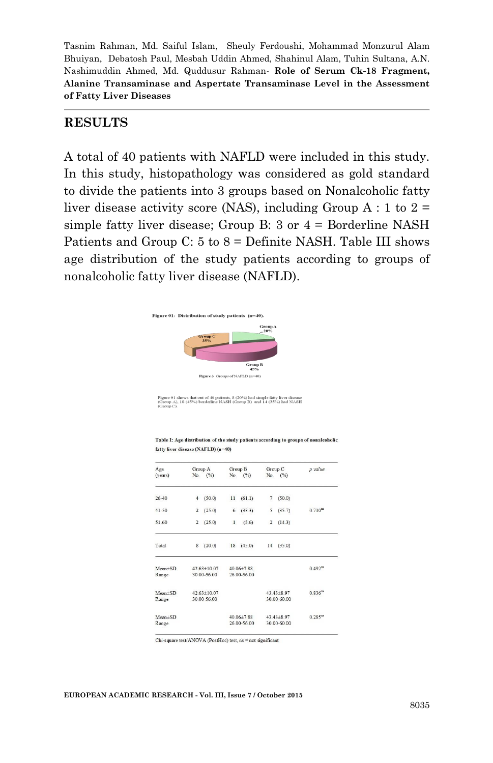## RESULTS

A total of 40 patients with NAFLD were included in this study. In this study, histopathology was considered as gold standard to divide the patients into 3 groups based on Nonalcoholic fatty liver disease activity score (NAS), including Group A : 1 to 2 = simple fatty liver disease; Group B: 3 or 4 = Borderline NASH Patients and Group C: 5 to 8 = Definite NASH. Table III shows age distribution of the study patients according to groups of nonalcoholic fatty liver disease (NAFLD).

**Figure 01: Distribution of study patients (n=40).**

Group A 20%

Group B 45%

Group C 35%

Figure 3 Groups of NAFLD (n=40)

Figure 01 shows that out of 40 patients, 8 (20%) had simple fatty liver disease (Group A), 18 (45%) borderline NASH (Group B) and 14 (35%) had NASH (Group C).

**Table I: Age distribution of the study patients according to groups of nonalcoholic fatty liver disease (NAFLD) (n=40)**

| Age (years) | Group A No. (%) | Group B No. (%) | Group C No. (%) | *p value* |
|---|---|---|---|---|
| 26-40 | 4 (50.0) | 11 (61.1) | 7 (50.0) | |
| 41-50 | 2 (25.0) | 6 (33.3) | 5 (35.7) | 0.710[ns] |
| 51-60 | 2 (25.0) | 1 (5.6) | 2 (14.3) | |
| Total | 8 (20.0) | 18 (45.0) | 14 (35.0) | |
| Mean±SD<br>Range | 42.63±10.07<br>30.00-56.00 | 40.06±7.88<br>26.00-56.00 | | 0.492[ns] |
| Mean±SD<br>Range | 42.63±10.07<br>30.00-56.00 | | 43.43±8.97<br>30.00-60.00 | 0.836[ns] |
| Mean±SD<br>Range | | 40.06±7.88<br>26.00-56.00 | 43.43±8.97<br>30.00-60.00 | 0.285[ns] |

Chi-square test/ANOVA (PostHoc) test, ns = not significant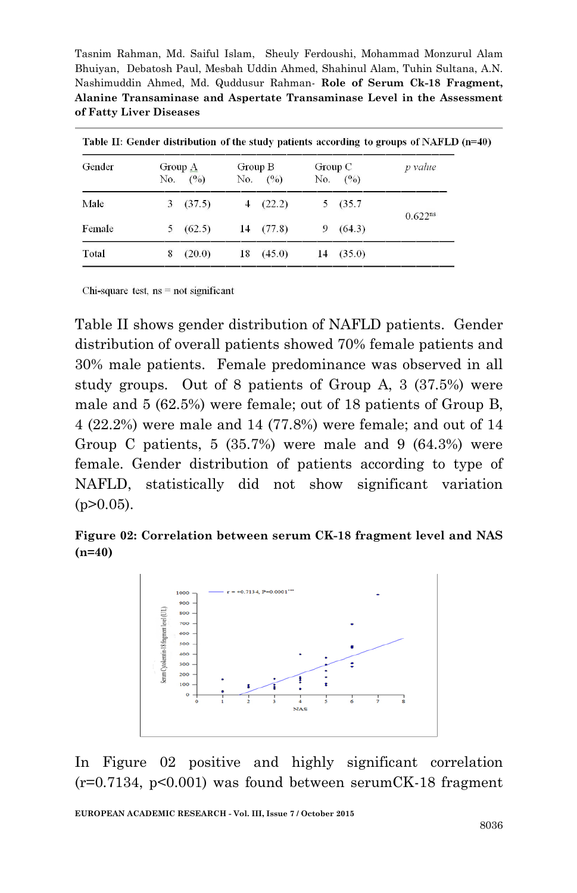Table II: Gender distribution of the study patients according to groups of NAFLD (n=40)

| Gender | Group A No. | (%) | Group B No. | (%) | Group C No. | (%) | *p value* |
|---|---|---|---|---|---|---|---|
| Male | 3 | (37.5) | 4 | (22.2) | 5 | (35.7 | 0.622[ns] |
| Female | 5 | (62.5) | 14 | (77.8) | 9 | (64.3) | |
| Total | 8 | (20.0) | 18 | (45.0) | 14 | (35.0) | |

Chi-square test, ns = not significant

Table II shows gender distribution of NAFLD patients. Gender distribution of overall patients showed 70% female patients and 30% male patients. Female predominance was observed in all study groups. Out of 8 patients of Group A, 3 (37.5%) were male and 5 (62.5%) were female; out of 18 patients of Group B, 4 (22.2%) were male and 14 (77.8%) were female; and out of 14 Group C patients, 5 (35.7%) were male and 9 (64.3%) were female. Gender distribution of patients according to type of NAFLD, statistically did not show significant variation ($p>0.05$).

**Figure 02: Correlation between serum CK-18 fragment level and NAS (n=40)**

In Figure 02 positive and highly significant correlation ($r=0.7134$, $p<0.001$) was found between serumCK-18 fragment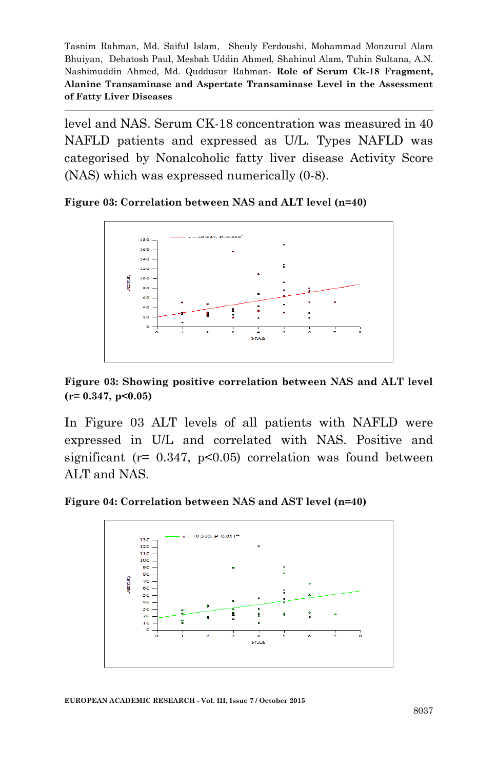level and NAS. Serum CK-18 concentration was measured in 40 NAFLD patients and expressed as U/L. Types NAFLD was categorised by Nonalcoholic fatty liver disease Activity Score (NAS) which was expressed numerically (0-8).

**Figure 03: Correlation between NAS and ALT level (n=40)**

**Figure 03: Showing positive correlation between NAS and ALT level (r= 0.347, p<0.05)**

In Figure 03 ALT levels of all patients with NAFLD were expressed in U/L and correlated with NAS. Positive and significant (r= 0.347, p<0.05) correlation was found between ALT and NAS.

**Figure 04: Correlation between NAS and AST level (n=40)**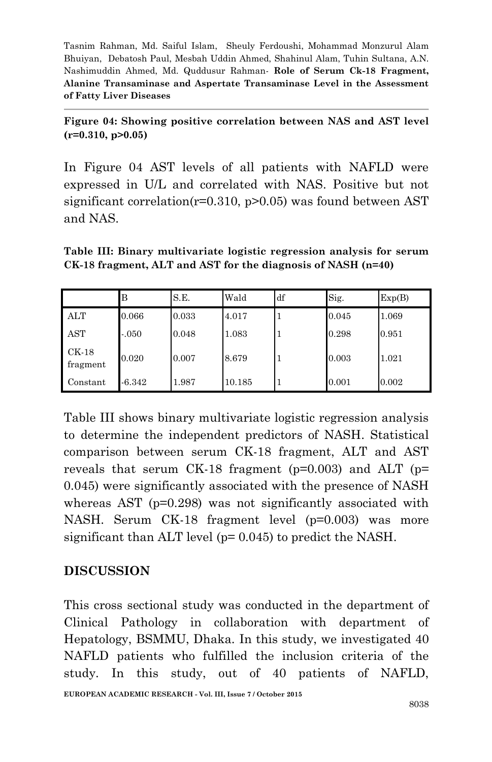**Figure 04: Showing positive correlation between NAS and AST level (r=0.310, p>0.05)**

In Figure 04 AST levels of all patients with NAFLD were expressed in U/L and correlated with NAS. Positive but not significant correlation(r=0.310, p>0.05) was found between AST and NAS.

**Table III: Binary multivariate logistic regression analysis for serum CK-18 fragment, ALT and AST for the diagnosis of NASH (n=40)**

| | B | S.E. | Wald | df | Sig. | Exp(B) |
|---|---|---|---|---|---|---|
| ALT | 0.066 | 0.033 | 4.017 | 1 | 0.045 | 1.069 |
| AST | -.050 | 0.048 | 1.083 | 1 | 0.298 | 0.951 |
| CK-18 fragment | 0.020 | 0.007 | 8.679 | 1 | 0.003 | 1.021 |
| Constant | -6.342 | 1.987 | 10.185 | 1 | 0.001 | 0.002 |

Table III shows binary multivariate logistic regression analysis to determine the independent predictors of NASH. Statistical comparison between serum CK-18 fragment, ALT and AST reveals that serum CK-18 fragment (p=0.003) and ALT (p= 0.045) were significantly associated with the presence of NASH whereas AST (p=0.298) was not significantly associated with NASH. Serum CK-18 fragment level (p=0.003) was more significant than ALT level (p= 0.045) to predict the NASH.

## DISCUSSION

This cross sectional study was conducted in the department of Clinical Pathology in collaboration with department of Hepatology, BSMMU, Dhaka. In this study, we investigated 40 NAFLD patients who fulfilled the inclusion criteria of the study. In this study, out of 40 patients of NAFLD,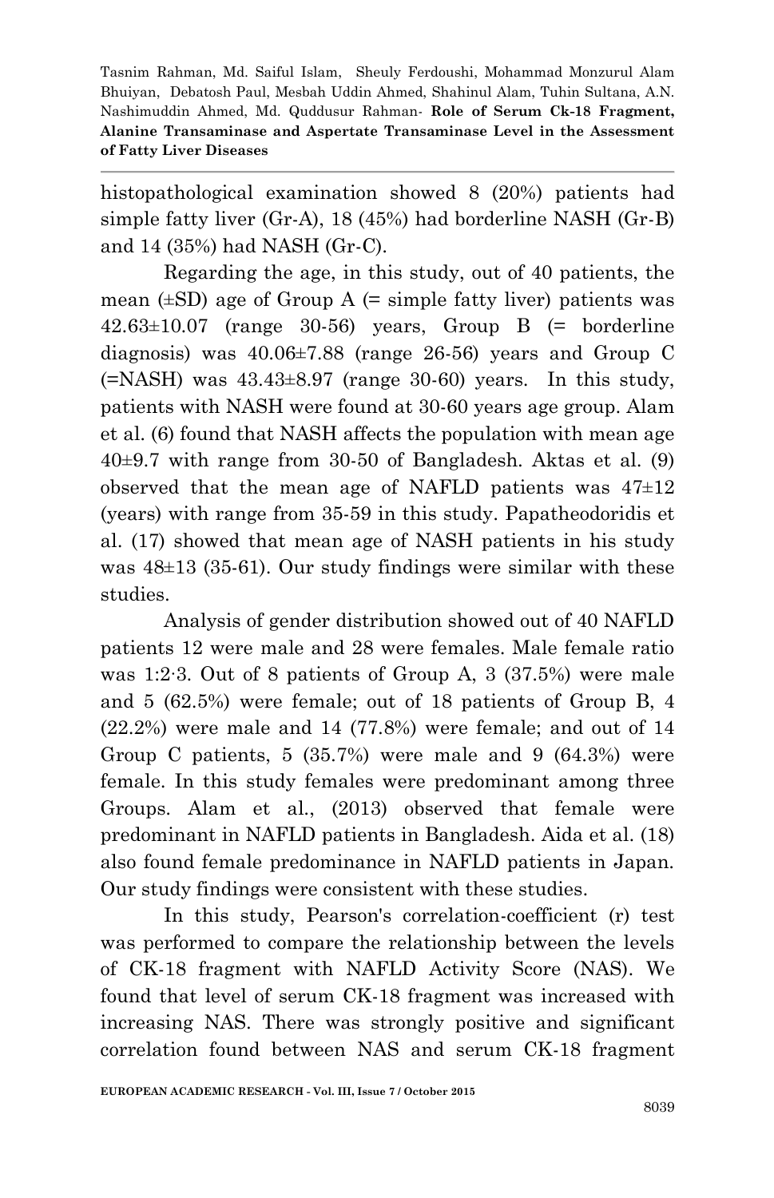histopathological examination showed 8 (20%) patients had simple fatty liver (Gr-A), 18 (45%) had borderline NASH (Gr-B) and 14 (35%) had NASH (Gr-C).

Regarding the age, in this study, out of 40 patients, the mean (±SD) age of Group A (= simple fatty liver) patients was 42.63±10.07 (range 30-56) years, Group B (= borderline diagnosis) was 40.06±7.88 (range 26-56) years and Group C (=NASH) was 43.43±8.97 (range 30-60) years. In this study, patients with NASH were found at 30-60 years age group. Alam et al. (6) found that NASH affects the population with mean age 40±9.7 with range from 30-50 of Bangladesh. Aktas et al. (9) observed that the mean age of NAFLD patients was 47±12 (years) with range from 35-59 in this study. Papatheodoridis et al. (17) showed that mean age of NASH patients in his study was 48±13 (35-61). Our study findings were similar with these studies.

Analysis of gender distribution showed out of 40 NAFLD patients 12 were male and 28 were females. Male female ratio was 1:2·3. Out of 8 patients of Group A, 3 (37.5%) were male and 5 (62.5%) were female; out of 18 patients of Group B, 4 (22.2%) were male and 14 (77.8%) were female; and out of 14 Group C patients, 5 (35.7%) were male and 9 (64.3%) were female. In this study females were predominant among three Groups. Alam et al., (2013) observed that female were predominant in NAFLD patients in Bangladesh. Aida et al. (18) also found female predominance in NAFLD patients in Japan. Our study findings were consistent with these studies.

In this study, Pearson's correlation-coefficient (r) test was performed to compare the relationship between the levels of CK-18 fragment with NAFLD Activity Score (NAS). We found that level of serum CK-18 fragment was increased with increasing NAS. There was strongly positive and significant correlation found between NAS and serum CK-18 fragment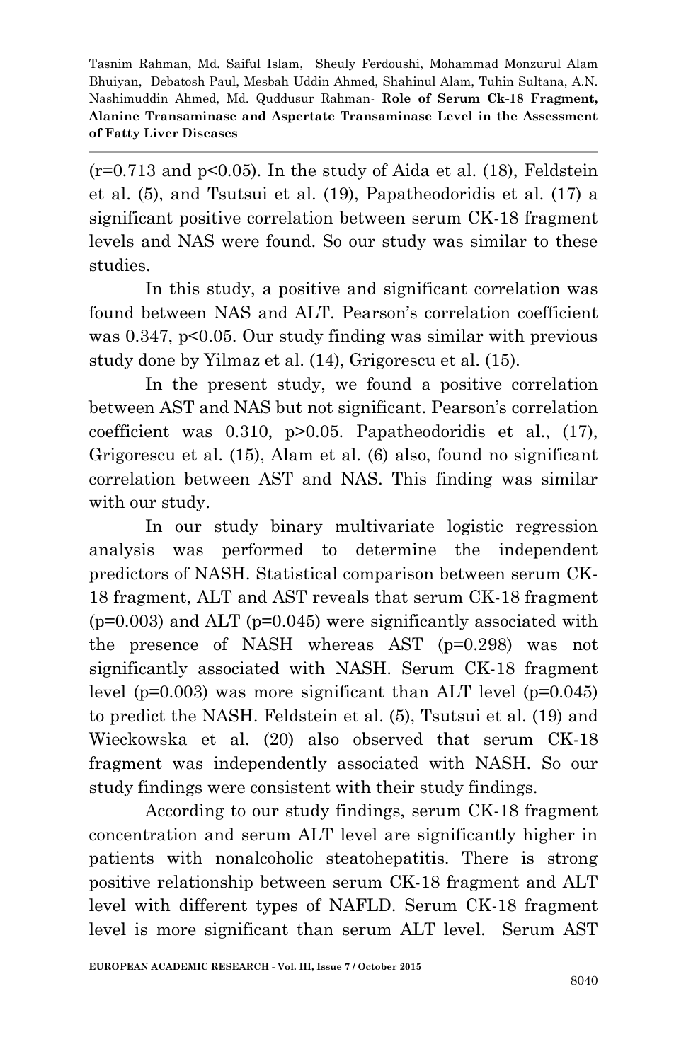($r=0.713$ and $p<0.05$). In the study of Aida et al. (18), Feldstein et al. (5), and Tsutsui et al. (19), Papatheodoridis et al. (17) a significant positive correlation between serum CK-18 fragment levels and NAS were found. So our study was similar to these studies.

In this study, a positive and significant correlation was found between NAS and ALT. Pearson's correlation coefficient was 0.347, $p<0.05$. Our study finding was similar with previous study done by Yilmaz et al. (14), Grigorescu et al. (15).

In the present study, we found a positive correlation between AST and NAS but not significant. Pearson's correlation coefficient was 0.310, $p>0.05$. Papatheodoridis et al., (17), Grigorescu et al. (15), Alam et al. (6) also, found no significant correlation between AST and NAS. This finding was similar with our study.

In our study binary multivariate logistic regression analysis was performed to determine the independent predictors of NASH. Statistical comparison between serum CK-18 fragment, ALT and AST reveals that serum CK-18 fragment ($p=0.003$) and ALT ($p=0.045$) were significantly associated with the presence of NASH whereas AST ($p=0.298$) was not significantly associated with NASH. Serum CK-18 fragment level ($p=0.003$) was more significant than ALT level ($p=0.045$) to predict the NASH. Feldstein et al. (5), Tsutsui et al. (19) and Wieckowska et al. (20) also observed that serum CK-18 fragment was independently associated with NASH. So our study findings were consistent with their study findings.

According to our study findings, serum CK-18 fragment concentration and serum ALT level are significantly higher in patients with nonalcoholic steatohepatitis. There is strong positive relationship between serum CK-18 fragment and ALT level with different types of NAFLD. Serum CK-18 fragment level is more significant than serum ALT level. Serum AST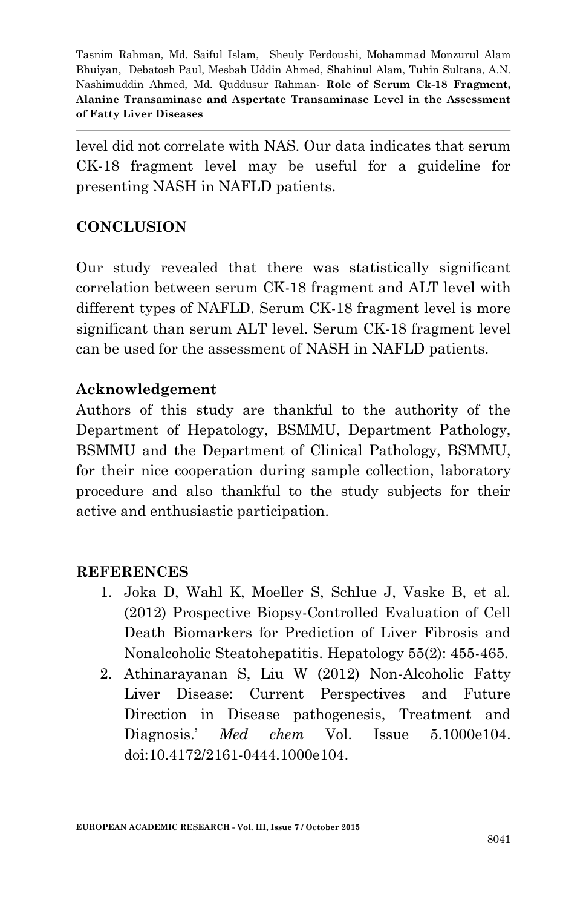level did not correlate with NAS. Our data indicates that serum CK-18 fragment level may be useful for a guideline for presenting NASH in NAFLD patients.

## CONCLUSION

Our study revealed that there was statistically significant correlation between serum CK-18 fragment and ALT level with different types of NAFLD. Serum CK-18 fragment level is more significant than serum ALT level. Serum CK-18 fragment level can be used for the assessment of NASH in NAFLD patients.

### Acknowledgement

Authors of this study are thankful to the authority of the Department of Hepatology, BSMMU, Department Pathology, BSMMU and the Department of Clinical Pathology, BSMMU, for their nice cooperation during sample collection, laboratory procedure and also thankful to the study subjects for their active and enthusiastic participation.

## REFERENCES

1. Joka D, Wahl K, Moeller S, Schlue J, Vaske B, et al. (2012) Prospective Biopsy-Controlled Evaluation of Cell Death Biomarkers for Prediction of Liver Fibrosis and Nonalcoholic Steatohepatitis. Hepatology 55(2): 455-465.
2. Athinarayanan S, Liu W (2012) Non-Alcoholic Fatty Liver Disease: Current Perspectives and Future Direction in Disease pathogenesis, Treatment and Diagnosis.' *Med chem* Vol. Issue 5.1000e104. doi:10.4172/2161-0444.1000e104.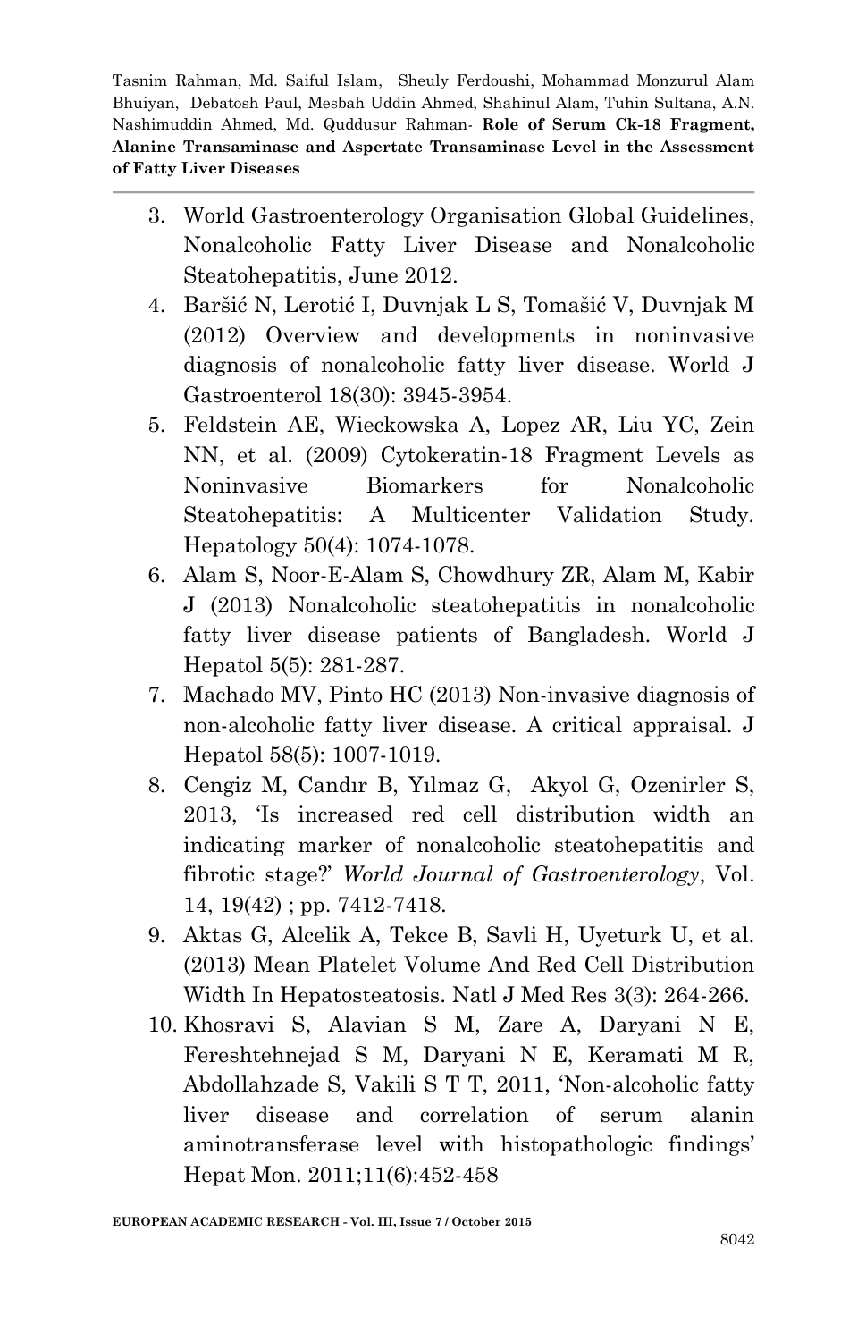3. World Gastroenterology Organisation Global Guidelines, Nonalcoholic Fatty Liver Disease and Nonalcoholic Steatohepatitis, June 2012.
4. Baršić N, Lerotić I, Duvnjak L S, Tomašić V, Duvnjak M (2012) Overview and developments in noninvasive diagnosis of nonalcoholic fatty liver disease. World J Gastroenterol 18(30): 3945-3954.
5. Feldstein AE, Wieckowska A, Lopez AR, Liu YC, Zein NN, et al. (2009) Cytokeratin-18 Fragment Levels as Noninvasive Biomarkers for Nonalcoholic Steatohepatitis: A Multicenter Validation Study. Hepatology 50(4): 1074-1078.
6. Alam S, Noor-E-Alam S, Chowdhury ZR, Alam M, Kabir J (2013) Nonalcoholic steatohepatitis in nonalcoholic fatty liver disease patients of Bangladesh. World J Hepatol 5(5): 281-287.
7. Machado MV, Pinto HC (2013) Non-invasive diagnosis of non-alcoholic fatty liver disease. A critical appraisal. J Hepatol 58(5): 1007-1019.
8. Cengiz M, Candır B, Yılmaz G, Akyol G, Ozenirler S, 2013, 'Is increased red cell distribution width an indicating marker of nonalcoholic steatohepatitis and fibrotic stage?' *World Journal of Gastroenterology*, Vol. 14, 19(42) ; pp. 7412-7418.
9. Aktas G, Alcelik A, Tekce B, Savli H, Uyeturk U, et al. (2013) Mean Platelet Volume And Red Cell Distribution Width In Hepatosteatosis. Natl J Med Res 3(3): 264-266.
10. Khosravi S, Alavian S M, Zare A, Daryani N E, Fereshtehnejad S M, Daryani N E, Keramati M R, Abdollahzade S, Vakili S T T, 2011, 'Non-alcoholic fatty liver disease and correlation of serum alanin aminotransferase level with histopathologic findings' Hepat Mon. 2011;11(6):452-458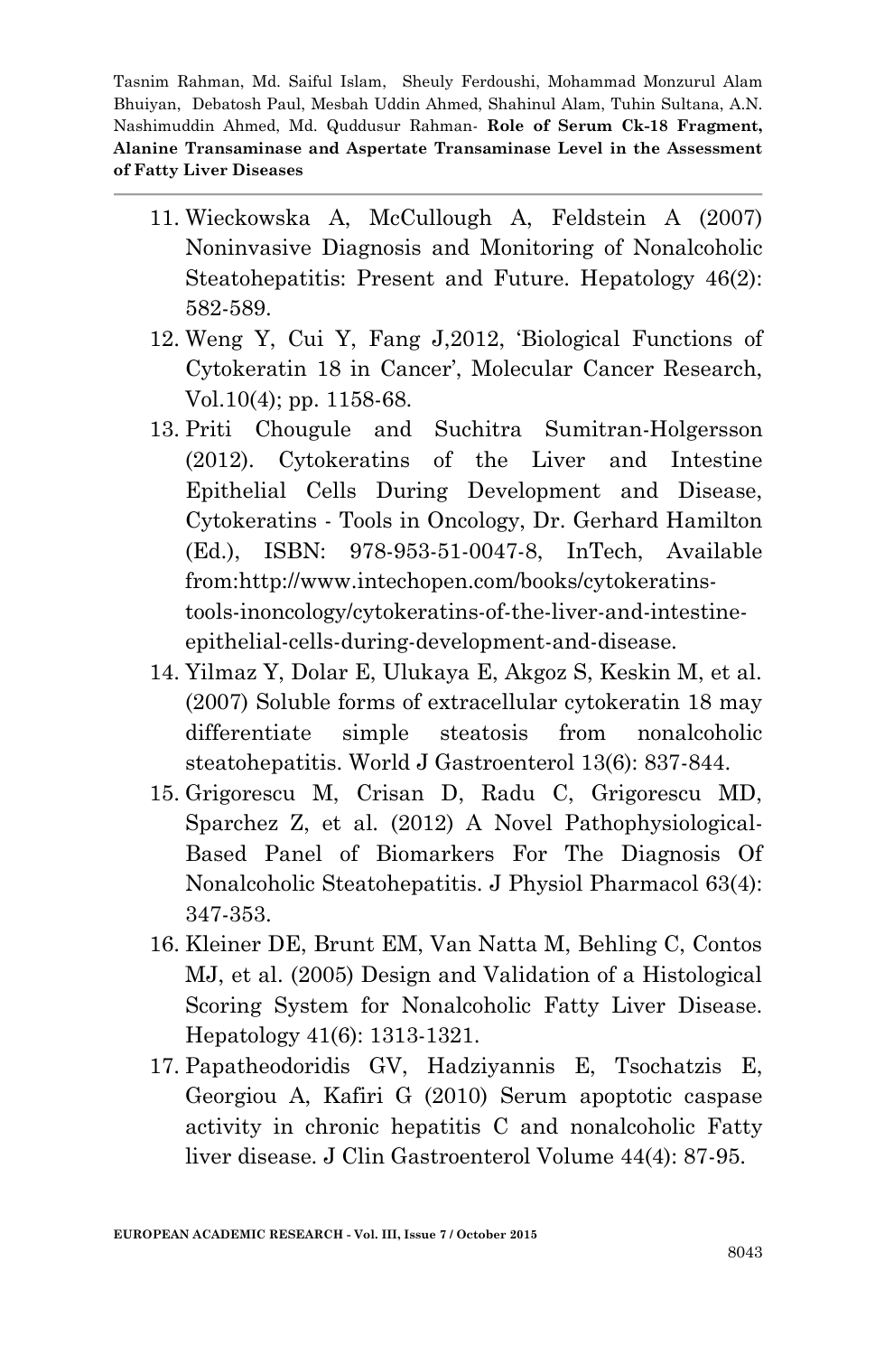11. Wieckowska A, McCullough A, Feldstein A (2007) Noninvasive Diagnosis and Monitoring of Nonalcoholic Steatohepatitis: Present and Future. Hepatology 46(2): 582-589.
12. Weng Y, Cui Y, Fang J,2012, 'Biological Functions of Cytokeratin 18 in Cancer', Molecular Cancer Research, Vol.10(4); pp. 1158-68.
13. Priti Chougule and Suchitra Sumitran-Holgersson (2012). Cytokeratins of the Liver and Intestine Epithelial Cells During Development and Disease, Cytokeratins - Tools in Oncology, Dr. Gerhard Hamilton (Ed.), ISBN: 978-953-51-0047-8, InTech, Available from:http://www.intechopen.com/books/cytokeratins-tools-inoncology/cytokeratins-of-the-liver-and-intestine-epithelial-cells-during-development-and-disease.
14. Yilmaz Y, Dolar E, Ulukaya E, Akgoz S, Keskin M, et al. (2007) Soluble forms of extracellular cytokeratin 18 may differentiate simple steatosis from nonalcoholic steatohepatitis. World J Gastroenterol 13(6): 837-844.
15. Grigorescu M, Crisan D, Radu C, Grigorescu MD, Sparchez Z, et al. (2012) A Novel Pathophysiological-Based Panel of Biomarkers For The Diagnosis Of Nonalcoholic Steatohepatitis. J Physiol Pharmacol 63(4): 347-353.
16. Kleiner DE, Brunt EM, Van Natta M, Behling C, Contos MJ, et al. (2005) Design and Validation of a Histological Scoring System for Nonalcoholic Fatty Liver Disease. Hepatology 41(6): 1313-1321.
17. Papatheodoridis GV, Hadziyannis E, Tsochatzis E, Georgiou A, Kafiri G (2010) Serum apoptotic caspase activity in chronic hepatitis C and nonalcoholic Fatty liver disease. J Clin Gastroenterol Volume 44(4): 87-95.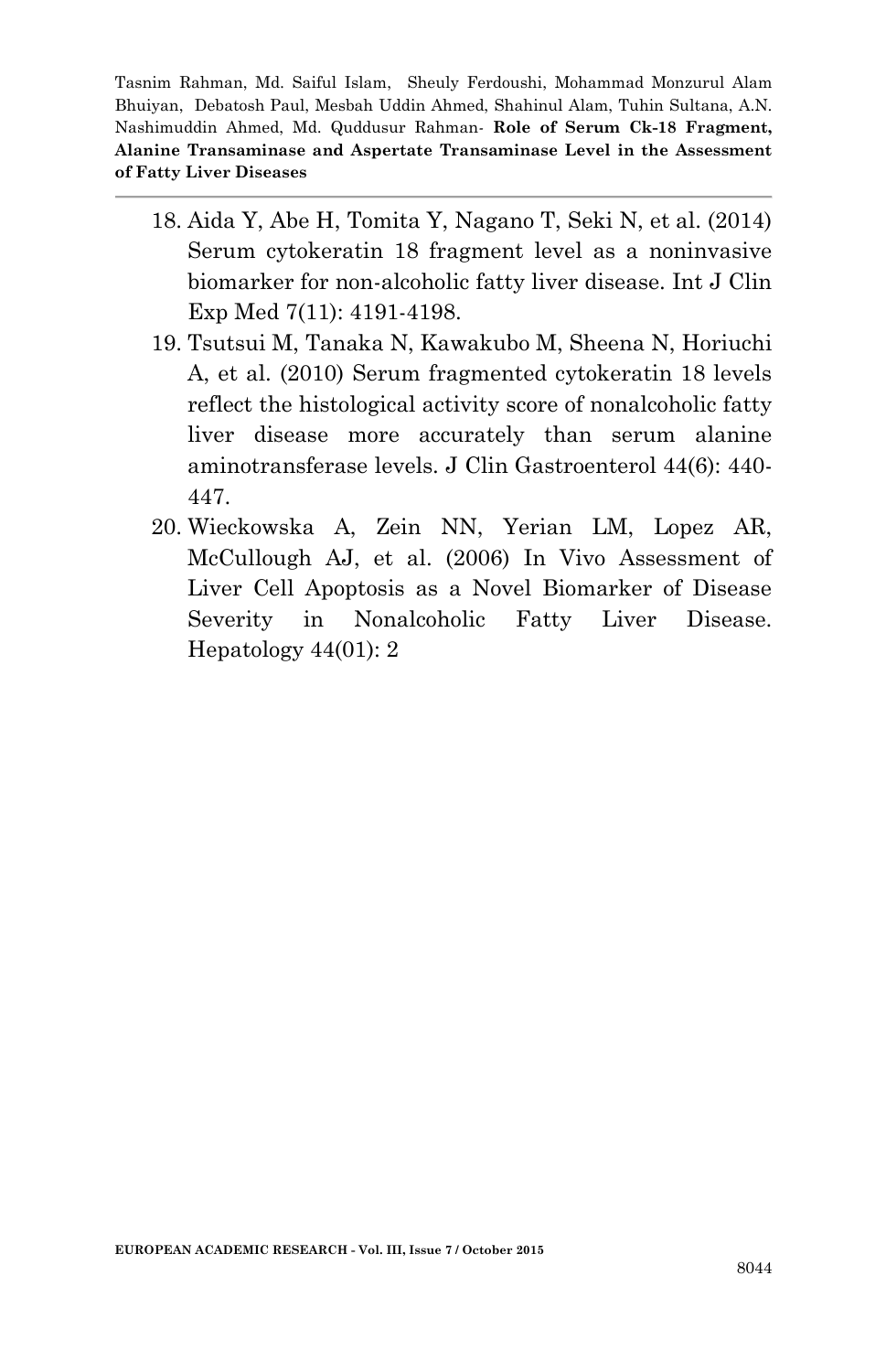18. Aida Y, Abe H, Tomita Y, Nagano T, Seki N, et al. (2014) Serum cytokeratin 18 fragment level as a noninvasive biomarker for non-alcoholic fatty liver disease. Int J Clin Exp Med 7(11): 4191-4198.
19. Tsutsui M, Tanaka N, Kawakubo M, Sheena N, Horiuchi A, et al. (2010) Serum fragmented cytokeratin 18 levels reflect the histological activity score of nonalcoholic fatty liver disease more accurately than serum alanine aminotransferase levels. J Clin Gastroenterol 44(6): 440-447.
20. Wieckowska A, Zein NN, Yerian LM, Lopez AR, McCullough AJ, et al. (2006) In Vivo Assessment of Liver Cell Apoptosis as a Novel Biomarker of Disease Severity in Nonalcoholic Fatty Liver Disease. Hepatology 44(01): 2